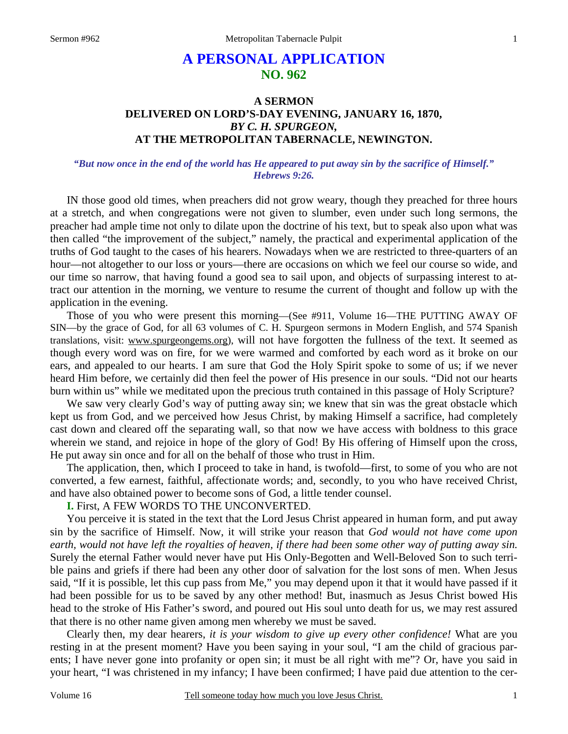# A PERSONAL APPLICATION
## NO. 962

### A SERMON
### DELIVERED ON LORD'S-DAY EVENING, JANUARY 16, 1870,
### *BY C. H. SPURGEON,*
### AT THE METROPOLITAN TABERNACLE, NEWINGTON.

*"But now once in the end of the world has He appeared to put away sin by the sacrifice of Himself." Hebrews 9:26.*

IN those good old times, when preachers did not grow weary, though they preached for three hours at a stretch, and when congregations were not given to slumber, even under such long sermons, the preacher had ample time not only to dilate upon the doctrine of his text, but to speak also upon what was then called "the improvement of the subject," namely, the practical and experimental application of the truths of God taught to the cases of his hearers. Nowadays when we are restricted to three-quarters of an hour—not altogether to our loss or yours—there are occasions on which we feel our course so wide, and our time so narrow, that having found a good sea to sail upon, and objects of surpassing interest to attract our attention in the morning, we venture to resume the current of thought and follow up with the application in the evening.

Those of you who were present this morning—(See #911, Volume 16—THE PUTTING AWAY OF SIN—by the grace of God, for all 63 volumes of C. H. Spurgeon sermons in Modern English, and 574 Spanish translations, visit: www.spurgeongems.org), will not have forgotten the fullness of the text. It seemed as though every word was on fire, for we were warmed and comforted by each word as it broke on our ears, and appealed to our hearts. I am sure that God the Holy Spirit spoke to some of us; if we never heard Him before, we certainly did then feel the power of His presence in our souls. "Did not our hearts burn within us" while we meditated upon the precious truth contained in this passage of Holy Scripture?

We saw very clearly God's way of putting away sin; we knew that sin was the great obstacle which kept us from God, and we perceived how Jesus Christ, by making Himself a sacrifice, had completely cast down and cleared off the separating wall, so that now we have access with boldness to this grace wherein we stand, and rejoice in hope of the glory of God! By His offering of Himself upon the cross, He put away sin once and for all on the behalf of those who trust in Him.

The application, then, which I proceed to take in hand, is twofold—first, to some of you who are not converted, a few earnest, faithful, affectionate words; and, secondly, to you who have received Christ, and have also obtained power to become sons of God, a little tender counsel.

**I.** First, A FEW WORDS TO THE UNCONVERTED.

You perceive it is stated in the text that the Lord Jesus Christ appeared in human form, and put away sin by the sacrifice of Himself. Now, it will strike your reason that *God would not have come upon earth, would not have left the royalties of heaven, if there had been some other way of putting away sin.* Surely the eternal Father would never have put His Only-Begotten and Well-Beloved Son to such terrible pains and griefs if there had been any other door of salvation for the lost sons of men. When Jesus said, "If it is possible, let this cup pass from Me," you may depend upon it that it would have passed if it had been possible for us to be saved by any other method! But, inasmuch as Jesus Christ bowed His head to the stroke of His Father's sword, and poured out His soul unto death for us, we may rest assured that there is no other name given among men whereby we must be saved.

Clearly then, my dear hearers, *it is your wisdom to give up every other confidence!* What are you resting in at the present moment? Have you been saying in your soul, "I am the child of gracious parents; I have never gone into profanity or open sin; it must be all right with me"? Or, have you said in your heart, "I was christened in my infancy; I have been confirmed; I have paid due attention to the cer-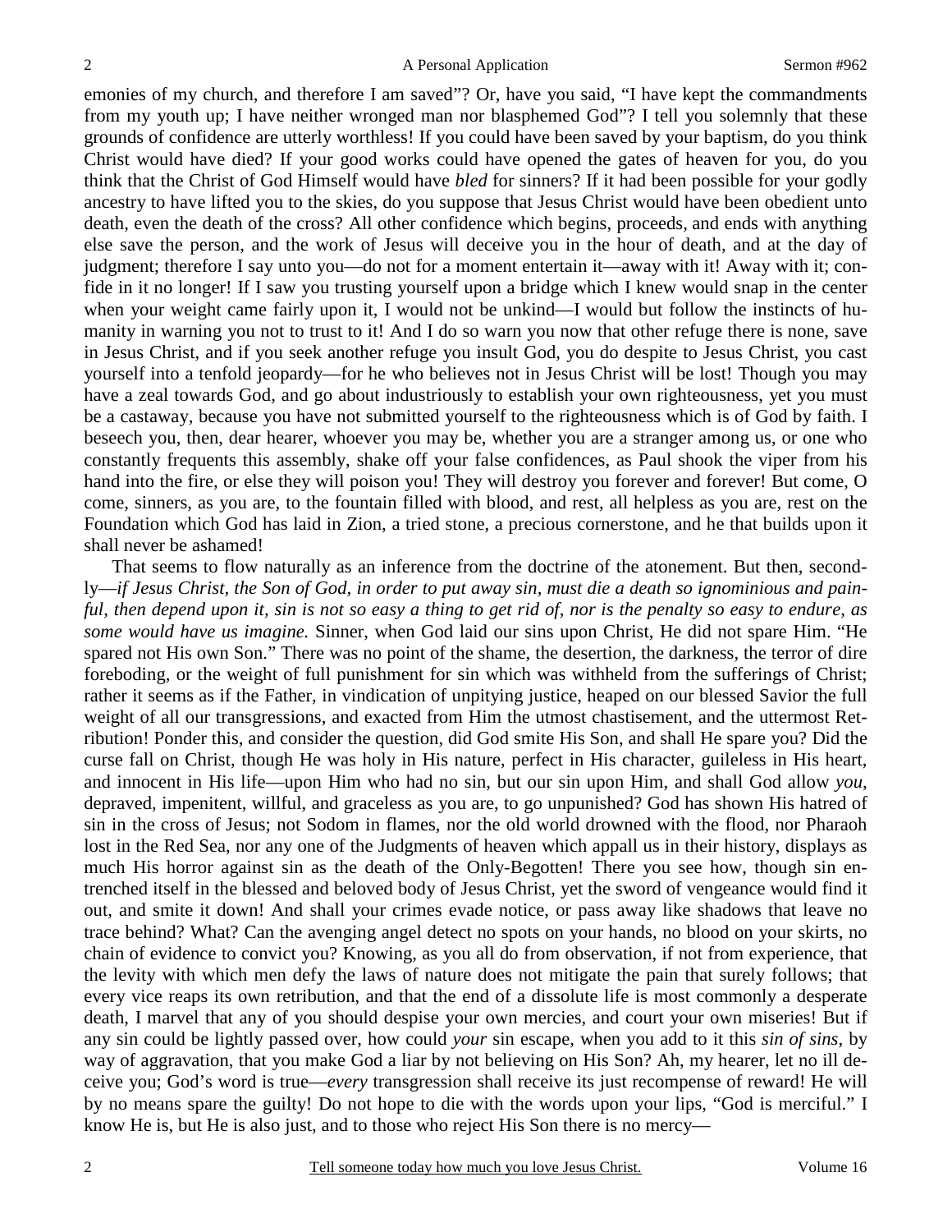emonies of my church, and therefore I am saved"? Or, have you said, "I have kept the commandments from my youth up; I have neither wronged man nor blasphemed God"? I tell you solemnly that these grounds of confidence are utterly worthless! If you could have been saved by your baptism, do you think Christ would have died? If your good works could have opened the gates of heaven for you, do you think that the Christ of God Himself would have *bled* for sinners? If it had been possible for your godly ancestry to have lifted you to the skies, do you suppose that Jesus Christ would have been obedient unto death, even the death of the cross? All other confidence which begins, proceeds, and ends with anything else save the person, and the work of Jesus will deceive you in the hour of death, and at the day of judgment; therefore I say unto you—do not for a moment entertain it—away with it! Away with it; confide in it no longer! If I saw you trusting yourself upon a bridge which I knew would snap in the center when your weight came fairly upon it, I would not be unkind—I would but follow the instincts of humanity in warning you not to trust to it! And I do so warn you now that other refuge there is none, save in Jesus Christ, and if you seek another refuge you insult God, you do despite to Jesus Christ, you cast yourself into a tenfold jeopardy—for he who believes not in Jesus Christ will be lost! Though you may have a zeal towards God, and go about industriously to establish your own righteousness, yet you must be a castaway, because you have not submitted yourself to the righteousness which is of God by faith. I beseech you, then, dear hearer, whoever you may be, whether you are a stranger among us, or one who constantly frequents this assembly, shake off your false confidences, as Paul shook the viper from his hand into the fire, or else they will poison you! They will destroy you forever and forever! But come, O come, sinners, as you are, to the fountain filled with blood, and rest, all helpless as you are, rest on the Foundation which God has laid in Zion, a tried stone, a precious cornerstone, and he that builds upon it shall never be ashamed!

That seems to flow naturally as an inference from the doctrine of the atonement. But then, secondly—*if Jesus Christ, the Son of God, in order to put away sin, must die a death so ignominious and painful, then depend upon it, sin is not so easy a thing to get rid of, nor is the penalty so easy to endure, as some would have us imagine.* Sinner, when God laid our sins upon Christ, He did not spare Him. "He spared not His own Son." There was no point of the shame, the desertion, the darkness, the terror of dire foreboding, or the weight of full punishment for sin which was withheld from the sufferings of Christ; rather it seems as if the Father, in vindication of unpitying justice, heaped on our blessed Savior the full weight of all our transgressions, and exacted from Him the utmost chastisement, and the uttermost Retribution! Ponder this, and consider the question, did God smite His Son, and shall He spare you? Did the curse fall on Christ, though He was holy in His nature, perfect in His character, guileless in His heart, and innocent in His life—upon Him who had no sin, but our sin upon Him, and shall God allow *you*, depraved, impenitent, willful, and graceless as you are, to go unpunished? God has shown His hatred of sin in the cross of Jesus; not Sodom in flames, nor the old world drowned with the flood, nor Pharaoh lost in the Red Sea, nor any one of the Judgments of heaven which appall us in their history, displays as much His horror against sin as the death of the Only-Begotten! There you see how, though sin entrenched itself in the blessed and beloved body of Jesus Christ, yet the sword of vengeance would find it out, and smite it down! And shall your crimes evade notice, or pass away like shadows that leave no trace behind? What? Can the avenging angel detect no spots on your hands, no blood on your skirts, no chain of evidence to convict you? Knowing, as you all do from observation, if not from experience, that the levity with which men defy the laws of nature does not mitigate the pain that surely follows; that every vice reaps its own retribution, and that the end of a dissolute life is most commonly a desperate death, I marvel that any of you should despise your own mercies, and court your own miseries! But if any sin could be lightly passed over, how could *your* sin escape, when you add to it this *sin of sins*, by way of aggravation, that you make God a liar by not believing on His Son? Ah, my hearer, let no ill deceive you; God's word is true—*every* transgression shall receive its just recompense of reward! He will by no means spare the guilty! Do not hope to die with the words upon your lips, "God is merciful." I know He is, but He is also just, and to those who reject His Son there is no mercy—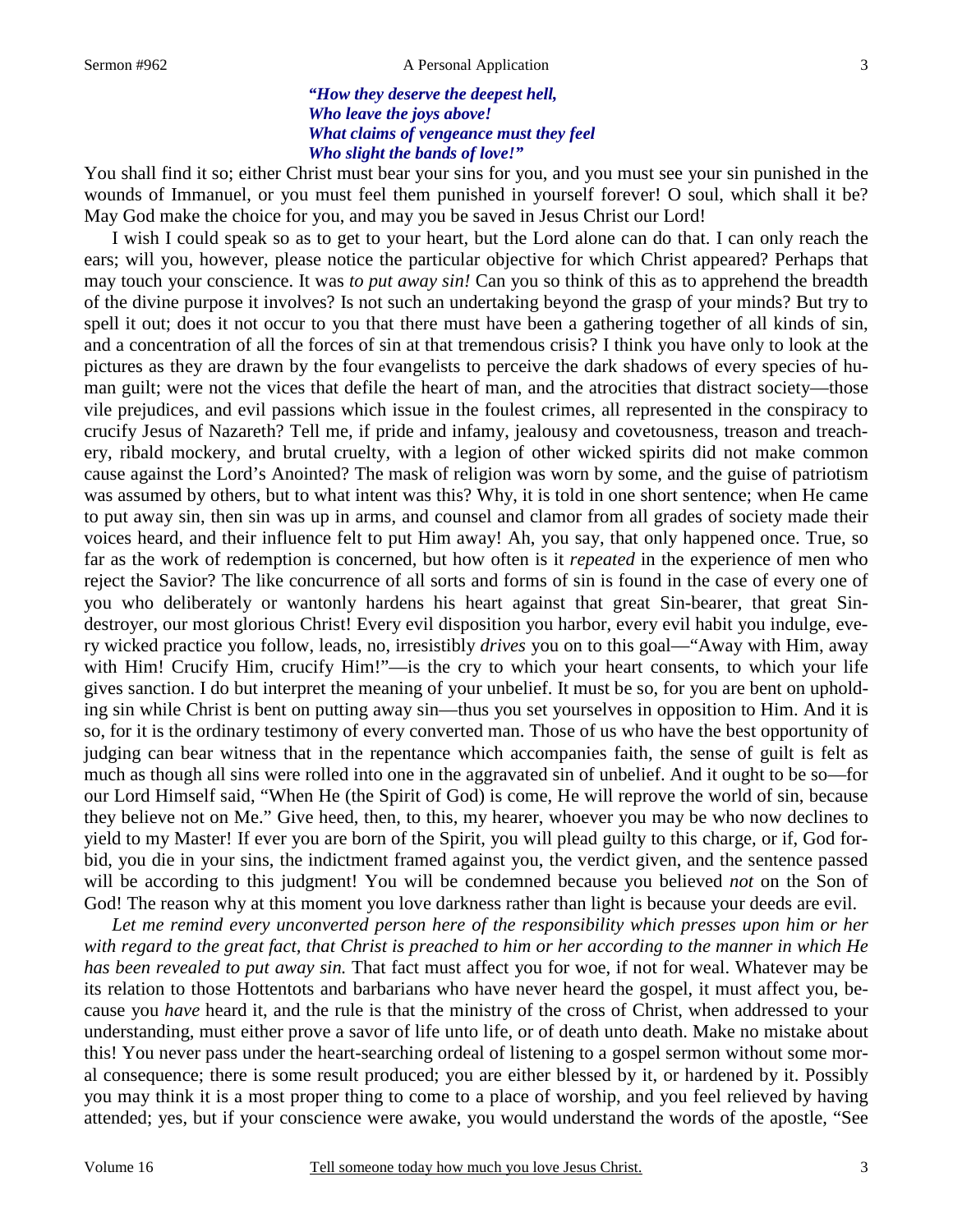*"How they deserve the deepest hell,*
*Who leave the joys above!*
*What claims of vengeance must they feel*
*Who slight the bands of love!"*

You shall find it so; either Christ must bear your sins for you, and you must see your sin punished in the wounds of Immanuel, or you must feel them punished in yourself forever! O soul, which shall it be? May God make the choice for you, and may you be saved in Jesus Christ our Lord!

I wish I could speak so as to get to your heart, but the Lord alone can do that. I can only reach the ears; will you, however, please notice the particular objective for which Christ appeared? Perhaps that may touch your conscience. It was *to put away sin!* Can you so think of this as to apprehend the breadth of the divine purpose it involves? Is not such an undertaking beyond the grasp of your minds? But try to spell it out; does it not occur to you that there must have been a gathering together of all kinds of sin, and a concentration of all the forces of sin at that tremendous crisis? I think you have only to look at the pictures as they are drawn by the four evangelists to perceive the dark shadows of every species of human guilt; were not the vices that defile the heart of man, and the atrocities that distract society—those vile prejudices, and evil passions which issue in the foulest crimes, all represented in the conspiracy to crucify Jesus of Nazareth? Tell me, if pride and infamy, jealousy and covetousness, treason and treachery, ribald mockery, and brutal cruelty, with a legion of other wicked spirits did not make common cause against the Lord's Anointed? The mask of religion was worn by some, and the guise of patriotism was assumed by others, but to what intent was this? Why, it is told in one short sentence; when He came to put away sin, then sin was up in arms, and counsel and clamor from all grades of society made their voices heard, and their influence felt to put Him away! Ah, you say, that only happened once. True, so far as the work of redemption is concerned, but how often is it *repeated* in the experience of men who reject the Savior? The like concurrence of all sorts and forms of sin is found in the case of every one of you who deliberately or wantonly hardens his heart against that great Sin-bearer, that great Sin-destroyer, our most glorious Christ! Every evil disposition you harbor, every evil habit you indulge, every wicked practice you follow, leads, no, irresistibly *drives* you on to this goal—"Away with Him, away with Him! Crucify Him, crucify Him!"—is the cry to which your heart consents, to which your life gives sanction. I do but interpret the meaning of your unbelief. It must be so, for you are bent on upholding sin while Christ is bent on putting away sin—thus you set yourselves in opposition to Him. And it is so, for it is the ordinary testimony of every converted man. Those of us who have the best opportunity of judging can bear witness that in the repentance which accompanies faith, the sense of guilt is felt as much as though all sins were rolled into one in the aggravated sin of unbelief. And it ought to be so—for our Lord Himself said, "When He (the Spirit of God) is come, He will reprove the world of sin, because they believe not on Me." Give heed, then, to this, my hearer, whoever you may be who now declines to yield to my Master! If ever you are born of the Spirit, you will plead guilty to this charge, or if, God forbid, you die in your sins, the indictment framed against you, the verdict given, and the sentence passed will be according to this judgment! You will be condemned because you believed *not* on the Son of God! The reason why at this moment you love darkness rather than light is because your deeds are evil.

*Let me remind every unconverted person here of the responsibility which presses upon him or her with regard to the great fact, that Christ is preached to him or her according to the manner in which He has been revealed to put away sin.* That fact must affect you for woe, if not for weal. Whatever may be its relation to those Hottentots and barbarians who have never heard the gospel, it must affect you, because you *have* heard it, and the rule is that the ministry of the cross of Christ, when addressed to your understanding, must either prove a savor of life unto life, or of death unto death. Make no mistake about this! You never pass under the heart-searching ordeal of listening to a gospel sermon without some moral consequence; there is some result produced; you are either blessed by it, or hardened by it. Possibly you may think it is a most proper thing to come to a place of worship, and you feel relieved by having attended; yes, but if your conscience were awake, you would understand the words of the apostle, "See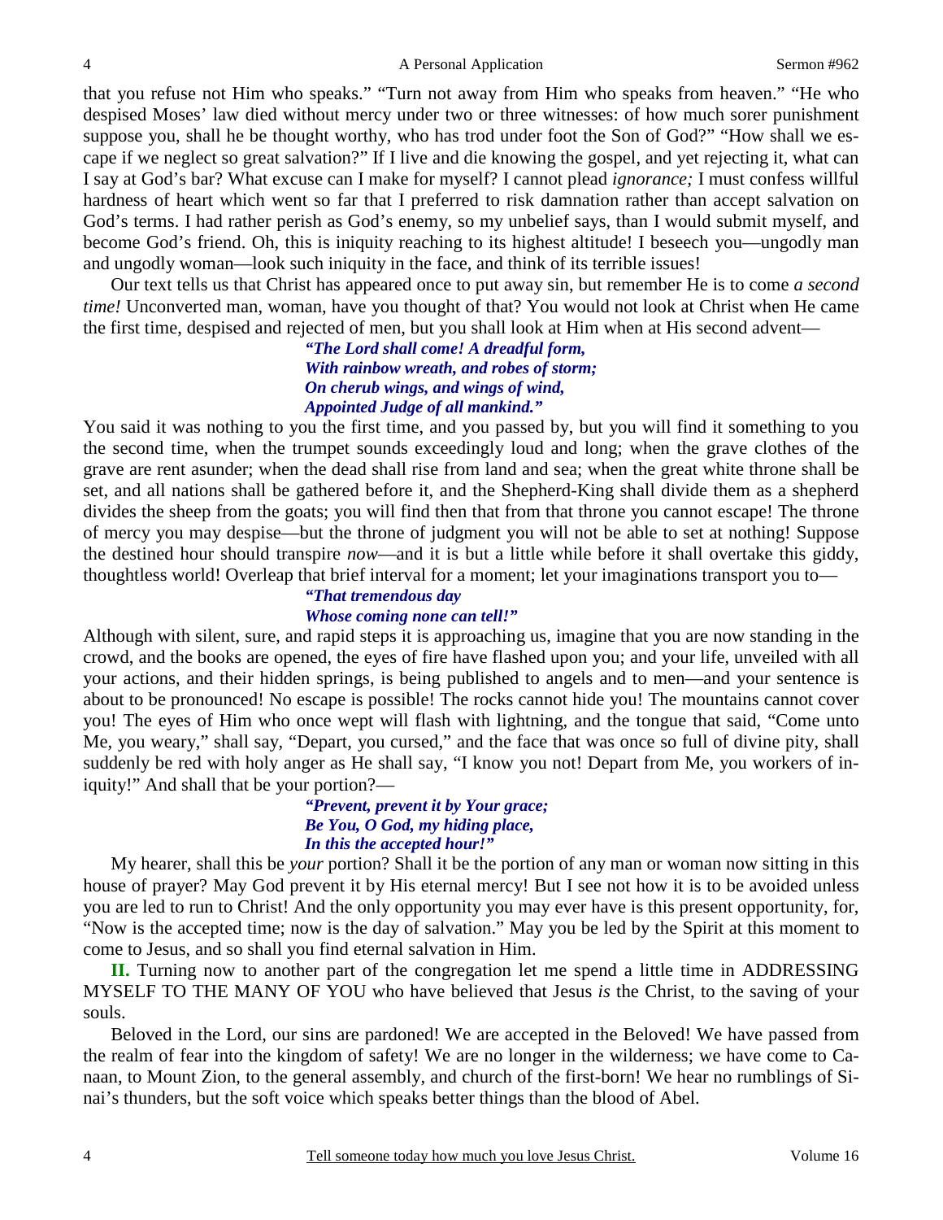that you refuse not Him who speaks." "Turn not away from Him who speaks from heaven." "He who despised Moses' law died without mercy under two or three witnesses: of how much sorer punishment suppose you, shall he be thought worthy, who has trod under foot the Son of God?" "How shall we escape if we neglect so great salvation?" If I live and die knowing the gospel, and yet rejecting it, what can I say at God's bar? What excuse can I make for myself? I cannot plead *ignorance;* I must confess willful hardness of heart which went so far that I preferred to risk damnation rather than accept salvation on God's terms. I had rather perish as God's enemy, so my unbelief says, than I would submit myself, and become God's friend. Oh, this is iniquity reaching to its highest altitude! I beseech you—ungodly man and ungodly woman—look such iniquity in the face, and think of its terrible issues!

Our text tells us that Christ has appeared once to put away sin, but remember He is to come *a second time!* Unconverted man, woman, have you thought of that? You would not look at Christ when He came the first time, despised and rejected of men, but you shall look at Him when at His second advent—

> ***"The Lord shall come! A dreadful form,***
> ***With rainbow wreath, and robes of storm;***
> ***On cherub wings, and wings of wind,***
> ***Appointed Judge of all mankind."***

You said it was nothing to you the first time, and you passed by, but you will find it something to you the second time, when the trumpet sounds exceedingly loud and long; when the grave clothes of the grave are rent asunder; when the dead shall rise from land and sea; when the great white throne shall be set, and all nations shall be gathered before it, and the Shepherd-King shall divide them as a shepherd divides the sheep from the goats; you will find then that from that throne you cannot escape! The throne of mercy you may despise—but the throne of judgment you will not be able to set at nothing! Suppose the destined hour should transpire *now*—and it is but a little while before it shall overtake this giddy, thoughtless world! Overleap that brief interval for a moment; let your imaginations transport you to—

> ***"That tremendous day***
> ***Whose coming none can tell!"***

Although with silent, sure, and rapid steps it is approaching us, imagine that you are now standing in the crowd, and the books are opened, the eyes of fire have flashed upon you; and your life, unveiled with all your actions, and their hidden springs, is being published to angels and to men—and your sentence is about to be pronounced! No escape is possible! The rocks cannot hide you! The mountains cannot cover you! The eyes of Him who once wept will flash with lightning, and the tongue that said, "Come unto Me, you weary," shall say, "Depart, you cursed," and the face that was once so full of divine pity, shall suddenly be red with holy anger as He shall say, "I know you not! Depart from Me, you workers of iniquity!" And shall that be your portion?—

> ***"Prevent, prevent it by Your grace;***
> ***Be You, O God, my hiding place,***
> ***In this the accepted hour!"***

My hearer, shall this be *your* portion? Shall it be the portion of any man or woman now sitting in this house of prayer? May God prevent it by His eternal mercy! But I see not how it is to be avoided unless you are led to run to Christ! And the only opportunity you may ever have is this present opportunity, for, "Now is the accepted time; now is the day of salvation." May you be led by the Spirit at this moment to come to Jesus, and so shall you find eternal salvation in Him.

**II.** Turning now to another part of the congregation let me spend a little time in ADDRESSING MYSELF TO THE MANY OF YOU who have believed that Jesus *is* the Christ, to the saving of your souls.

Beloved in the Lord, our sins are pardoned! We are accepted in the Beloved! We have passed from the realm of fear into the kingdom of safety! We are no longer in the wilderness; we have come to Canaan, to Mount Zion, to the general assembly, and church of the first-born! We hear no rumblings of Sinai's thunders, but the soft voice which speaks better things than the blood of Abel.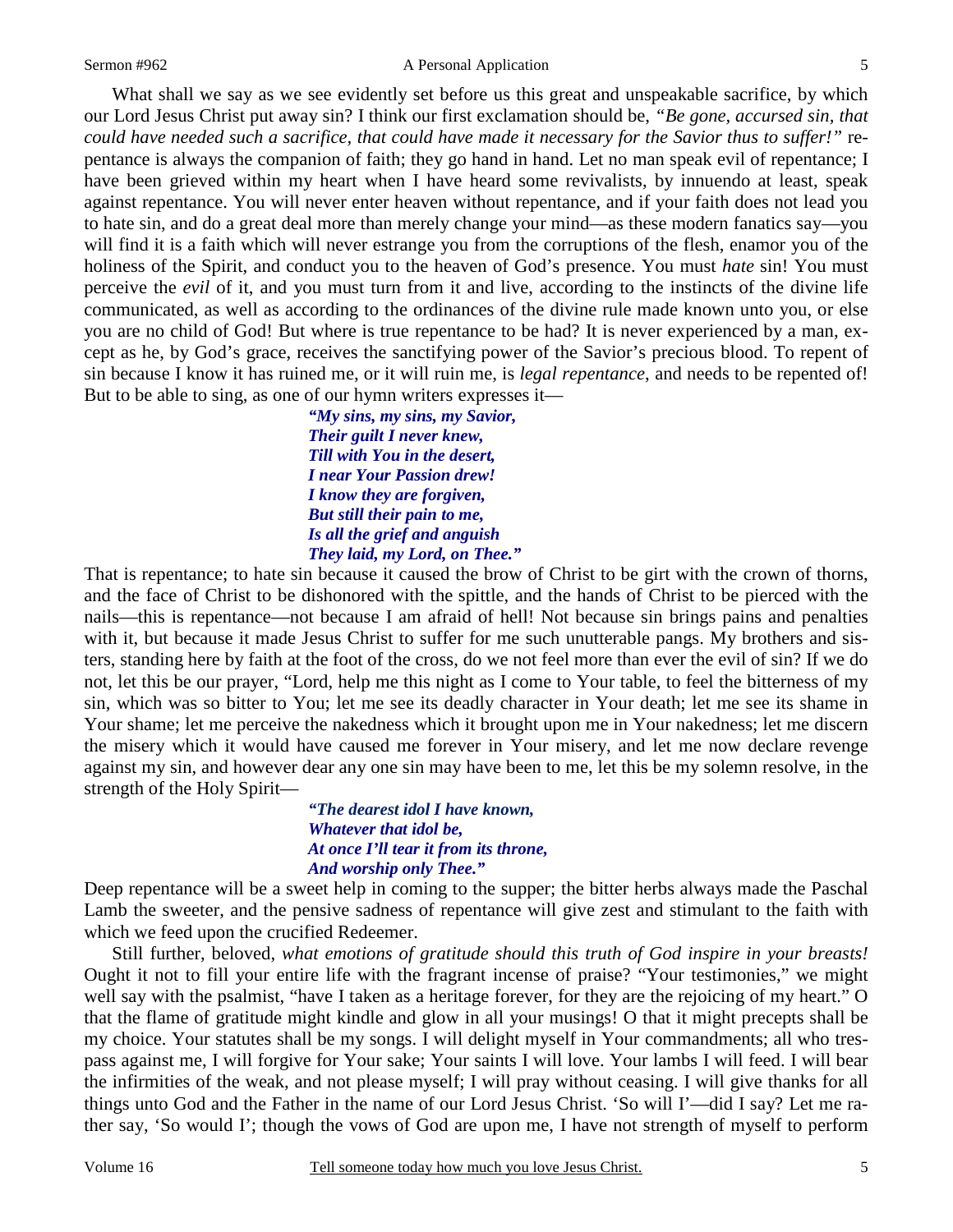What shall we say as we see evidently set before us this great and unspeakable sacrifice, by which our Lord Jesus Christ put away sin? I think our first exclamation should be, *"Be gone, accursed sin, that could have needed such a sacrifice, that could have made it necessary for the Savior thus to suffer!"* repentance is always the companion of faith; they go hand in hand. Let no man speak evil of repentance; I have been grieved within my heart when I have heard some revivalists, by innuendo at least, speak against repentance. You will never enter heaven without repentance, and if your faith does not lead you to hate sin, and do a great deal more than merely change your mind—as these modern fanatics say—you will find it is a faith which will never estrange you from the corruptions of the flesh, enamor you of the holiness of the Spirit, and conduct you to the heaven of God's presence. You must *hate* sin! You must perceive the *evil* of it, and you must turn from it and live, according to the instincts of the divine life communicated, as well as according to the ordinances of the divine rule made known unto you, or else you are no child of God! But where is true repentance to be had? It is never experienced by a man, except as he, by God's grace, receives the sanctifying power of the Savior's precious blood. To repent of sin because I know it has ruined me, or it will ruin me, is *legal repentance*, and needs to be repented of! But to be able to sing, as one of our hymn writers expresses it—

> ***"My sins, my sins, my Savior,***
> ***Their guilt I never knew,***
> ***Till with You in the desert,***
> ***I near Your Passion drew!***
> ***I know they are forgiven,***
> ***But still their pain to me,***
> ***Is all the grief and anguish***
> ***They laid, my Lord, on Thee."***

That is repentance; to hate sin because it caused the brow of Christ to be girt with the crown of thorns, and the face of Christ to be dishonored with the spittle, and the hands of Christ to be pierced with the nails—this is repentance—not because I am afraid of hell! Not because sin brings pains and penalties with it, but because it made Jesus Christ to suffer for me such unutterable pangs. My brothers and sisters, standing here by faith at the foot of the cross, do we not feel more than ever the evil of sin? If we do not, let this be our prayer, "Lord, help me this night as I come to Your table, to feel the bitterness of my sin, which was so bitter to You; let me see its deadly character in Your death; let me see its shame in Your shame; let me perceive the nakedness which it brought upon me in Your nakedness; let me discern the misery which it would have caused me forever in Your misery, and let me now declare revenge against my sin, and however dear any one sin may have been to me, let this be my solemn resolve, in the strength of the Holy Spirit—

> ***"The dearest idol I have known,***
> ***Whatever that idol be,***
> ***At once I'll tear it from its throne,***
> ***And worship only Thee."***

Deep repentance will be a sweet help in coming to the supper; the bitter herbs always made the Paschal Lamb the sweeter, and the pensive sadness of repentance will give zest and stimulant to the faith with which we feed upon the crucified Redeemer.

Still further, beloved, *what emotions of gratitude should this truth of God inspire in your breasts!* Ought it not to fill your entire life with the fragrant incense of praise? "Your testimonies," we might well say with the psalmist, "have I taken as a heritage forever, for they are the rejoicing of my heart." O that the flame of gratitude might kindle and glow in all your musings! O that it might precepts shall be my choice. Your statutes shall be my songs. I will delight myself in Your commandments; all who trespass against me, I will forgive for Your sake; Your saints I will love. Your lambs I will feed. I will bear the infirmities of the weak, and not please myself; I will pray without ceasing. I will give thanks for all things unto God and the Father in the name of our Lord Jesus Christ. 'So will I'—did I say? Let me rather say, 'So would I'; though the vows of God are upon me, I have not strength of myself to perform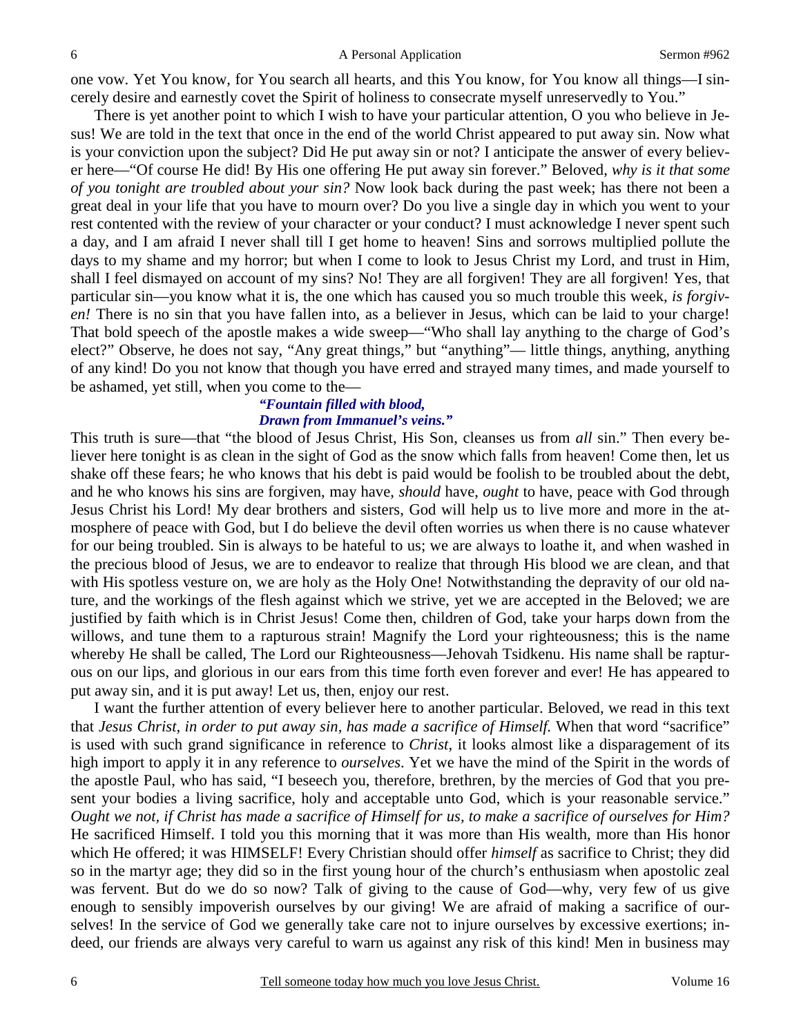one vow. Yet You know, for You search all hearts, and this You know, for You know all things—I sincerely desire and earnestly covet the Spirit of holiness to consecrate myself unreservedly to You."

There is yet another point to which I wish to have your particular attention, O you who believe in Jesus! We are told in the text that once in the end of the world Christ appeared to put away sin. Now what is your conviction upon the subject? Did He put away sin or not? I anticipate the answer of every believer here—"Of course He did! By His one offering He put away sin forever." Beloved, *why is it that some of you tonight are troubled about your sin?* Now look back during the past week; has there not been a great deal in your life that you have to mourn over? Do you live a single day in which you went to your rest contented with the review of your character or your conduct? I must acknowledge I never spent such a day, and I am afraid I never shall till I get home to heaven! Sins and sorrows multiplied pollute the days to my shame and my horror; but when I come to look to Jesus Christ my Lord, and trust in Him, shall I feel dismayed on account of my sins? No! They are all forgiven! They are all forgiven! Yes, that particular sin—you know what it is, the one which has caused you so much trouble this week, *is forgiven!* There is no sin that you have fallen into, as a believer in Jesus, which can be laid to your charge! That bold speech of the apostle makes a wide sweep—"Who shall lay anything to the charge of God's elect?" Observe, he does not say, "Any great things," but "anything"— little things, anything, anything of any kind! Do you not know that though you have erred and strayed many times, and made yourself to be ashamed, yet still, when you come to the—

*"Fountain filled with blood,*
*Drawn from Immanuel's veins."*

This truth is sure—that "the blood of Jesus Christ, His Son, cleanses us from *all* sin." Then every believer here tonight is as clean in the sight of God as the snow which falls from heaven! Come then, let us shake off these fears; he who knows that his debt is paid would be foolish to be troubled about the debt, and he who knows his sins are forgiven, may have, *should* have, *ought* to have, peace with God through Jesus Christ his Lord! My dear brothers and sisters, God will help us to live more and more in the atmosphere of peace with God, but I do believe the devil often worries us when there is no cause whatever for our being troubled. Sin is always to be hateful to us; we are always to loathe it, and when washed in the precious blood of Jesus, we are to endeavor to realize that through His blood we are clean, and that with His spotless vesture on, we are holy as the Holy One! Notwithstanding the depravity of our old nature, and the workings of the flesh against which we strive, yet we are accepted in the Beloved; we are justified by faith which is in Christ Jesus! Come then, children of God, take your harps down from the willows, and tune them to a rapturous strain! Magnify the Lord your righteousness; this is the name whereby He shall be called, The Lord our Righteousness—Jehovah Tsidkenu. His name shall be rapturous on our lips, and glorious in our ears from this time forth even forever and ever! He has appeared to put away sin, and it is put away! Let us, then, enjoy our rest.

I want the further attention of every believer here to another particular. Beloved, we read in this text that *Jesus Christ, in order to put away sin, has made a sacrifice of Himself.* When that word "sacrifice" is used with such grand significance in reference to *Christ*, it looks almost like a disparagement of its high import to apply it in any reference to *ourselves*. Yet we have the mind of the Spirit in the words of the apostle Paul, who has said, "I beseech you, therefore, brethren, by the mercies of God that you present your bodies a living sacrifice, holy and acceptable unto God, which is your reasonable service." *Ought we not, if Christ has made a sacrifice of Himself for us, to make a sacrifice of ourselves for Him?* He sacrificed Himself. I told you this morning that it was more than His wealth, more than His honor which He offered; it was HIMSELF! Every Christian should offer *himself* as sacrifice to Christ; they did so in the martyr age; they did so in the first young hour of the church's enthusiasm when apostolic zeal was fervent. But do we do so now? Talk of giving to the cause of God—why, very few of us give enough to sensibly impoverish ourselves by our giving! We are afraid of making a sacrifice of ourselves! In the service of God we generally take care not to injure ourselves by excessive exertions; indeed, our friends are always very careful to warn us against any risk of this kind! Men in business may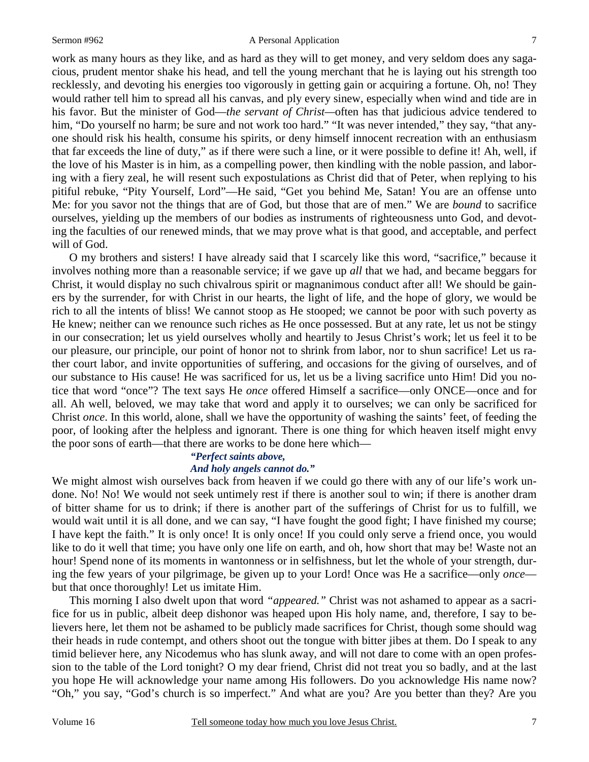work as many hours as they like, and as hard as they will to get money, and very seldom does any sagacious, prudent mentor shake his head, and tell the young merchant that he is laying out his strength too recklessly, and devoting his energies too vigorously in getting gain or acquiring a fortune. Oh, no! They would rather tell him to spread all his canvas, and ply every sinew, especially when wind and tide are in his favor. But the minister of God—*the servant of Christ*—often has that judicious advice tendered to him, "Do yourself no harm; be sure and not work too hard." "It was never intended," they say, "that anyone should risk his health, consume his spirits, or deny himself innocent recreation with an enthusiasm that far exceeds the line of duty," as if there were such a line, or it were possible to define it! Ah, well, if the love of his Master is in him, as a compelling power, then kindling with the noble passion, and laboring with a fiery zeal, he will resent such expostulations as Christ did that of Peter, when replying to his pitiful rebuke, "Pity Yourself, Lord"—He said, "Get you behind Me, Satan! You are an offense unto Me: for you savor not the things that are of God, but those that are of men." We are *bound* to sacrifice ourselves, yielding up the members of our bodies as instruments of righteousness unto God, and devoting the faculties of our renewed minds, that we may prove what is that good, and acceptable, and perfect will of God.

O my brothers and sisters! I have already said that I scarcely like this word, "sacrifice," because it involves nothing more than a reasonable service; if we gave up *all* that we had, and became beggars for Christ, it would display no such chivalrous spirit or magnanimous conduct after all! We should be gainers by the surrender, for with Christ in our hearts, the light of life, and the hope of glory, we would be rich to all the intents of bliss! We cannot stoop as He stooped; we cannot be poor with such poverty as He knew; neither can we renounce such riches as He once possessed. But at any rate, let us not be stingy in our consecration; let us yield ourselves wholly and heartily to Jesus Christ's work; let us feel it to be our pleasure, our principle, our point of honor not to shrink from labor, nor to shun sacrifice! Let us rather court labor, and invite opportunities of suffering, and occasions for the giving of ourselves, and of our substance to His cause! He was sacrificed for us, let us be a living sacrifice unto Him! Did you notice that word "once"? The text says He *once* offered Himself a sacrifice—only ONCE—once and for all. Ah well, beloved, we may take that word and apply it to ourselves; we can only be sacrificed for Christ *once*. In this world, alone, shall we have the opportunity of washing the saints' feet, of feeding the poor, of looking after the helpless and ignorant. There is one thing for which heaven itself might envy the poor sons of earth—that there are works to be done here which—

> ***"Perfect saints above,***
> ***And holy angels cannot do."***

We might almost wish ourselves back from heaven if we could go there with any of our life's work undone. No! No! We would not seek untimely rest if there is another soul to win; if there is another dram of bitter shame for us to drink; if there is another part of the sufferings of Christ for us to fulfill, we would wait until it is all done, and we can say, "I have fought the good fight; I have finished my course; I have kept the faith." It is only once! It is only once! If you could only serve a friend once, you would like to do it well that time; you have only one life on earth, and oh, how short that may be! Waste not an hour! Spend none of its moments in wantonness or in selfishness, but let the whole of your strength, during the few years of your pilgrimage, be given up to your Lord! Once was He a sacrifice—only *once*—but that once thoroughly! Let us imitate Him.

This morning I also dwelt upon that word *"appeared."* Christ was not ashamed to appear as a sacrifice for us in public, albeit deep dishonor was heaped upon His holy name, and, therefore, I say to believers here, let them not be ashamed to be publicly made sacrifices for Christ, though some should wag their heads in rude contempt, and others shoot out the tongue with bitter jibes at them. Do I speak to any timid believer here, any Nicodemus who has slunk away, and will not dare to come with an open profession to the table of the Lord tonight? O my dear friend, Christ did not treat you so badly, and at the last you hope He will acknowledge your name among His followers. Do you acknowledge His name now? "Oh," you say, "God's church is so imperfect." And what are you? Are you better than they? Are you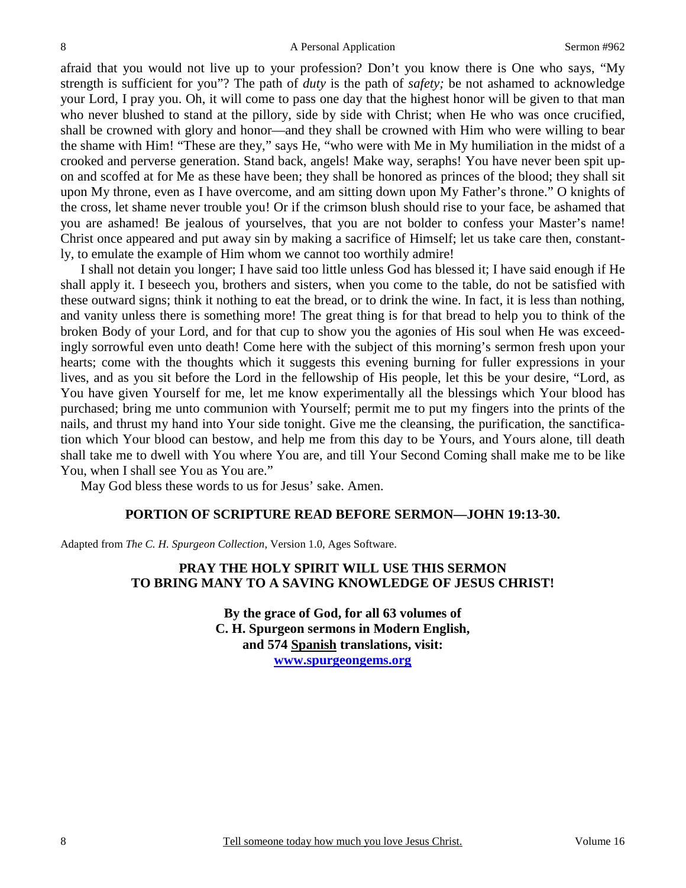afraid that you would not live up to your profession? Don't you know there is One who says, "My strength is sufficient for you"? The path of *duty* is the path of *safety;* be not ashamed to acknowledge your Lord, I pray you. Oh, it will come to pass one day that the highest honor will be given to that man who never blushed to stand at the pillory, side by side with Christ; when He who was once crucified, shall be crowned with glory and honor—and they shall be crowned with Him who were willing to bear the shame with Him! "These are they," says He, "who were with Me in My humiliation in the midst of a crooked and perverse generation. Stand back, angels! Make way, seraphs! You have never been spit upon and scoffed at for Me as these have been; they shall be honored as princes of the blood; they shall sit upon My throne, even as I have overcome, and am sitting down upon My Father's throne." O knights of the cross, let shame never trouble you! Or if the crimson blush should rise to your face, be ashamed that you are ashamed! Be jealous of yourselves, that you are not bolder to confess your Master's name! Christ once appeared and put away sin by making a sacrifice of Himself; let us take care then, constantly, to emulate the example of Him whom we cannot too worthily admire!

I shall not detain you longer; I have said too little unless God has blessed it; I have said enough if He shall apply it. I beseech you, brothers and sisters, when you come to the table, do not be satisfied with these outward signs; think it nothing to eat the bread, or to drink the wine. In fact, it is less than nothing, and vanity unless there is something more! The great thing is for that bread to help you to think of the broken Body of your Lord, and for that cup to show you the agonies of His soul when He was exceedingly sorrowful even unto death! Come here with the subject of this morning's sermon fresh upon your hearts; come with the thoughts which it suggests this evening burning for fuller expressions in your lives, and as you sit before the Lord in the fellowship of His people, let this be your desire, "Lord, as You have given Yourself for me, let me know experimentally all the blessings which Your blood has purchased; bring me unto communion with Yourself; permit me to put my fingers into the prints of the nails, and thrust my hand into Your side tonight. Give me the cleansing, the purification, the sanctification which Your blood can bestow, and help me from this day to be Yours, and Yours alone, till death shall take me to dwell with You where You are, and till Your Second Coming shall make me to be like You, when I shall see You as You are."

May God bless these words to us for Jesus' sake. Amen.

**PORTION OF SCRIPTURE READ BEFORE SERMON—JOHN 19:13-30.**

Adapted from *The C. H. Spurgeon Collection*, Version 1.0, Ages Software.

**PRAY THE HOLY SPIRIT WILL USE THIS SERMON TO BRING MANY TO A SAVING KNOWLEDGE OF JESUS CHRIST!**

**By the grace of God, for all 63 volumes of C. H. Spurgeon sermons in Modern English, and 574 Spanish translations, visit: www.spurgeongems.org**